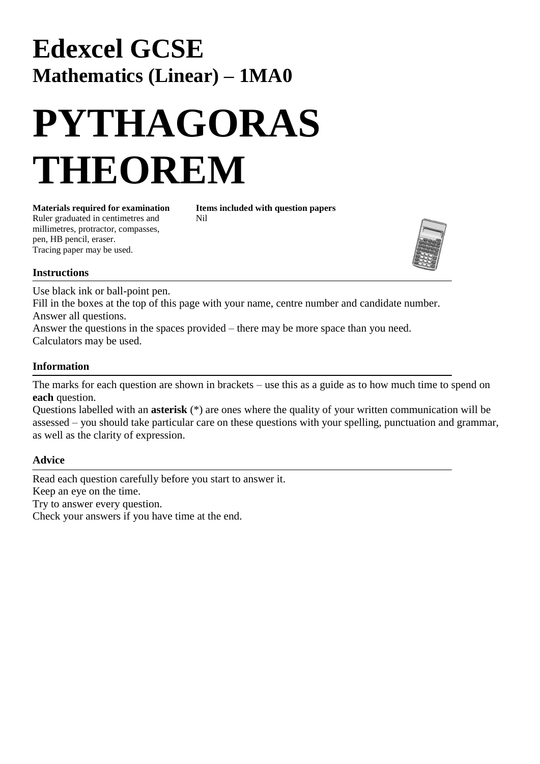# Edexcel GCSE

## Mathematics (Linear) – 1MA0

# PYTHAGORAS THEOREM

**Materials required for examination**
Ruler graduated in centimetres and millimetres, protractor, compasses, pen, HB pencil, eraser.
Tracing paper may be used.

**Items included with question papers**
Nil

### Instructions

Use black ink or ball-point pen.
Fill in the boxes at the top of this page with your name, centre number and candidate number.
Answer all questions.
Answer the questions in the spaces provided – there may be more space than you need.
Calculators may be used.

### Information

The marks for each question are shown in brackets – use this as a guide as to how much time to spend on **each** question.
Questions labelled with an **asterisk** (*) are ones where the quality of your written communication will be assessed – you should take particular care on these questions with your spelling, punctuation and grammar, as well as the clarity of expression.

### Advice

Read each question carefully before you start to answer it.
Keep an eye on the time.
Try to answer every question.
Check your answers if you have time at the end.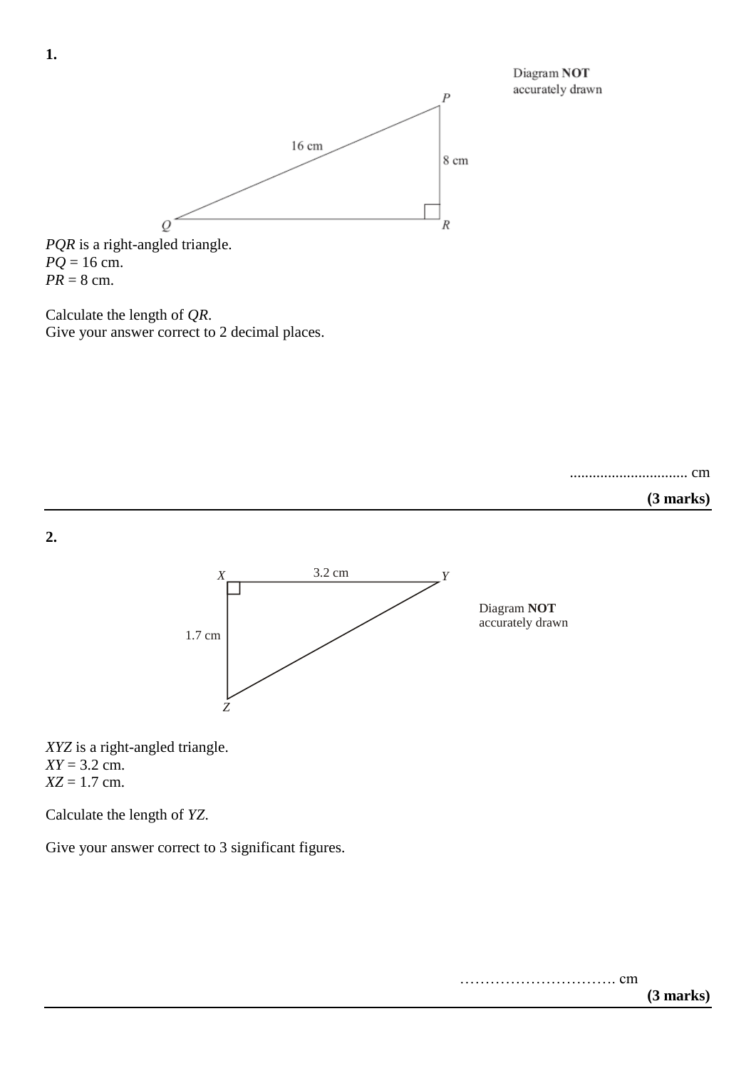**1.**

Diagram **NOT** accurately drawn

*PQR* is a right-angled triangle.
$PQ = 16$ cm.
$PR = 8$ cm.

Calculate the length of *QR*.
Give your answer correct to 2 decimal places.

.............................. cm

**(3 marks)**

---

**2.**

Diagram **NOT** accurately drawn

*XYZ* is a right-angled triangle.
$XY = 3.2$ cm.
$XZ = 1.7$ cm.

Calculate the length of *YZ*.

Give your answer correct to 3 significant figures.

…………………………. cm

**(3 marks)**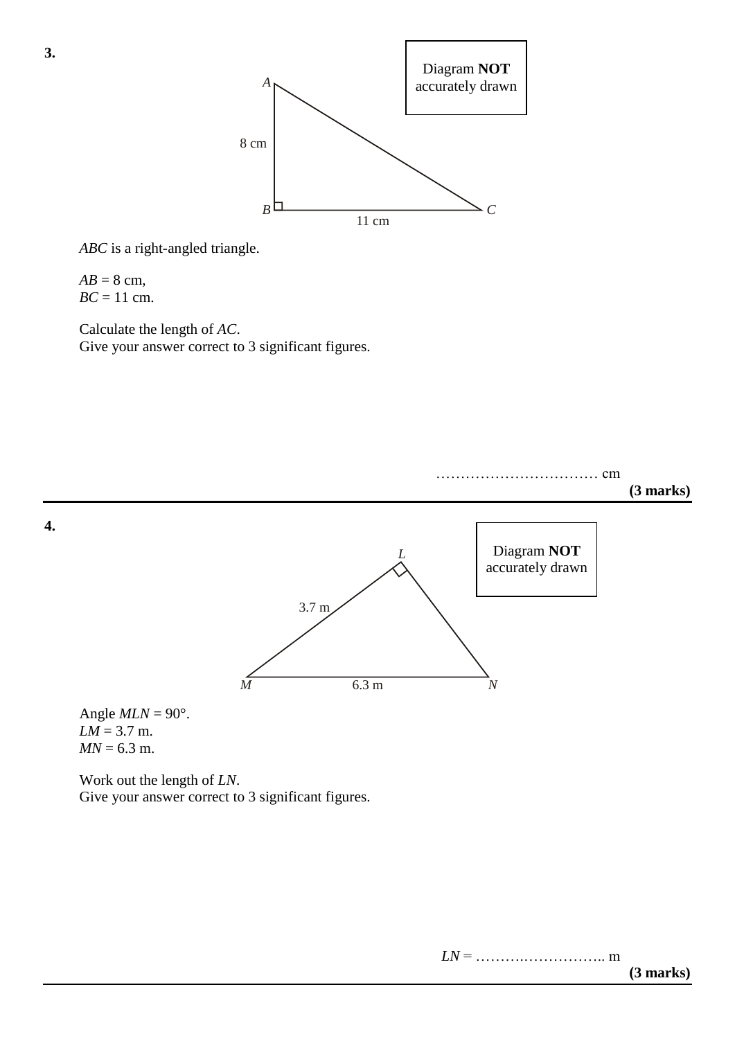**3.**

Diagram **NOT** accurately drawn

*ABC* is a right-angled triangle.

*AB* = 8 cm,
*BC* = 11 cm.

Calculate the length of *AC*.
Give your answer correct to 3 significant figures.

…………………………… cm
**(3 marks)**

---

**4.**

Diagram **NOT** accurately drawn

Angle *MLN* = 90°.
*LM* = 3.7 m.
*MN* = 6.3 m.

Work out the length of *LN*.
Give your answer correct to 3 significant figures.

*LN* = ……….…………….. m
**(3 marks)**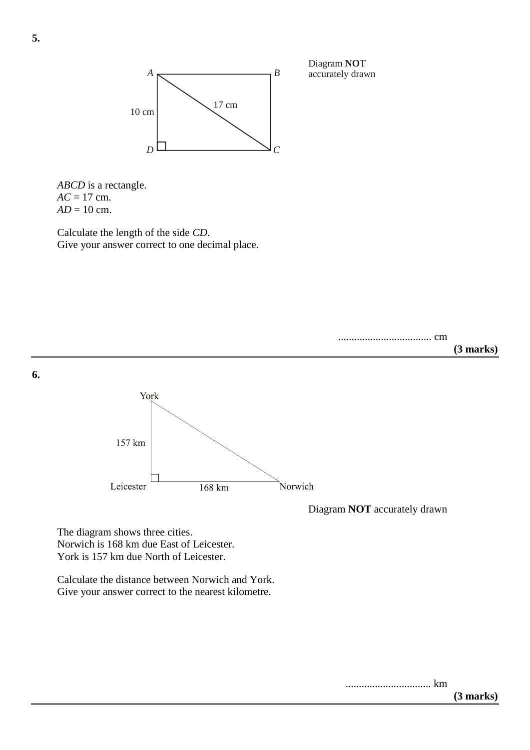**5.**

Diagram **NO**T accurately drawn

*ABCD* is a rectangle.
*AC* = 17 cm.
*AD* = 10 cm.

Calculate the length of the side *CD*.
Give your answer correct to one decimal place.

.................................. cm
**(3 marks)**

---

**6.**

Diagram **NOT** accurately drawn

The diagram shows three cities.
Norwich is 168 km due East of Leicester.
York is 157 km due North of Leicester.

Calculate the distance between Norwich and York.
Give your answer correct to the nearest kilometre.

................................ km
**(3 marks)**

---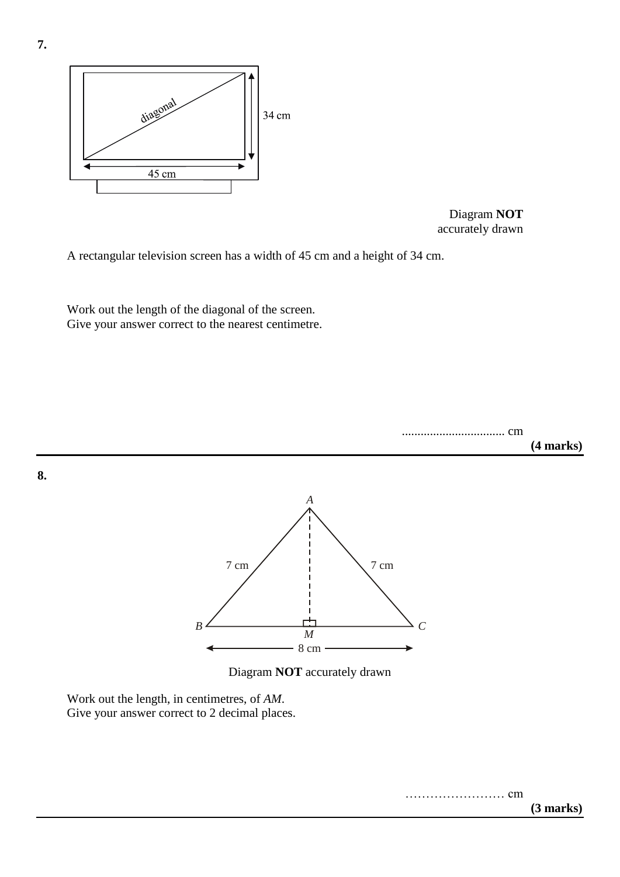**7.**

Diagram **NOT** accurately drawn

A rectangular television screen has a width of 45 cm and a height of 34 cm.

Work out the length of the diagonal of the screen.
Give your answer correct to the nearest centimetre.

................................. cm

**(4 marks)**

---

**8.**

Diagram **NOT** accurately drawn

Work out the length, in centimetres, of *AM*.
Give your answer correct to 2 decimal places.

…………………… cm

**(3 marks)**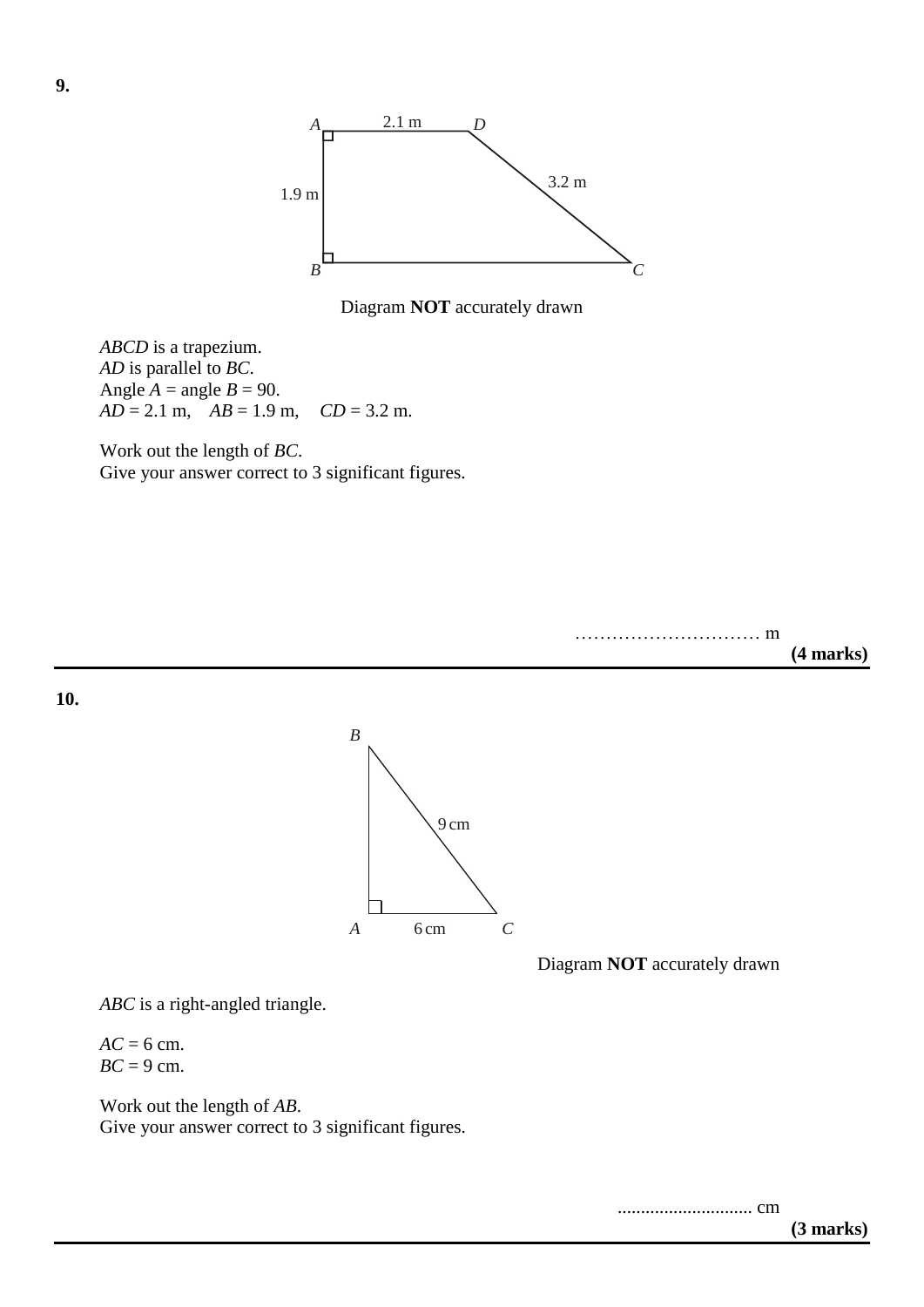**9.**

Diagram **NOT** accurately drawn

*ABCD* is a trapezium.
*AD* is parallel to *BC*.
Angle $A$ = angle $B$ = 90.
$AD = 2.1$ m, $AB = 1.9$ m, $CD = 3.2$ m.

Work out the length of *BC*.
Give your answer correct to 3 significant figures.

………………………… m

**(4 marks)**

---

**10.**

Diagram **NOT** accurately drawn

*ABC* is a right-angled triangle.

$AC = 6$ cm.
$BC = 9$ cm.

Work out the length of *AB*.
Give your answer correct to 3 significant figures.

............................ cm

**(3 marks)**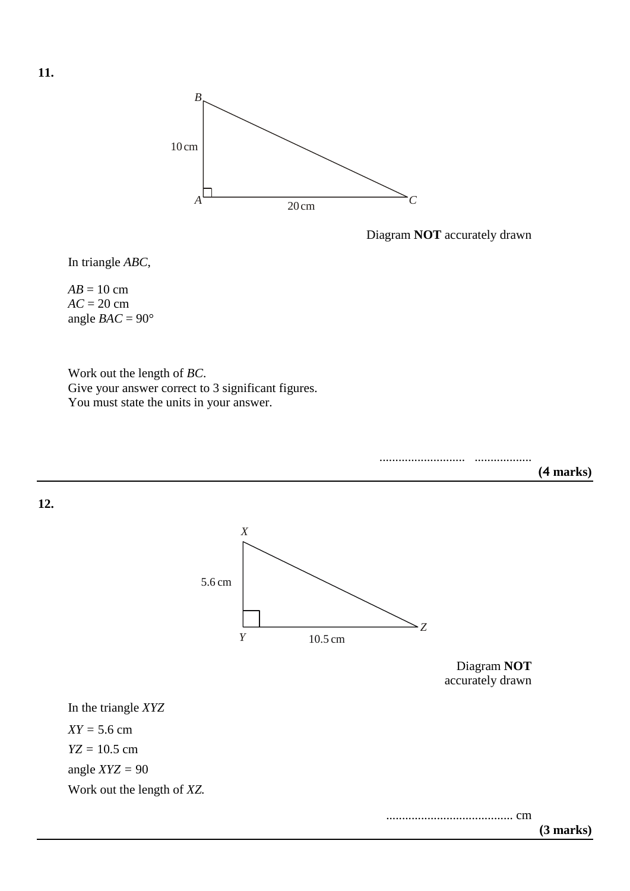**11.**

Diagram **NOT** accurately drawn

In triangle *ABC*,

$AB = 10$ cm
$AC = 20$ cm
angle $BAC = 90°$

Work out the length of *BC*.
Give your answer correct to 3 significant figures.
You must state the units in your answer.

............................ ..................

**(4 marks)**

---

**12.**

Diagram **NOT** accurately drawn

In the triangle *XYZ*

$XY = 5.6$ cm

$YZ = 10.5$ cm

angle $XYZ = 90$

Work out the length of *XZ*.

........................................ cm

**(3 marks)**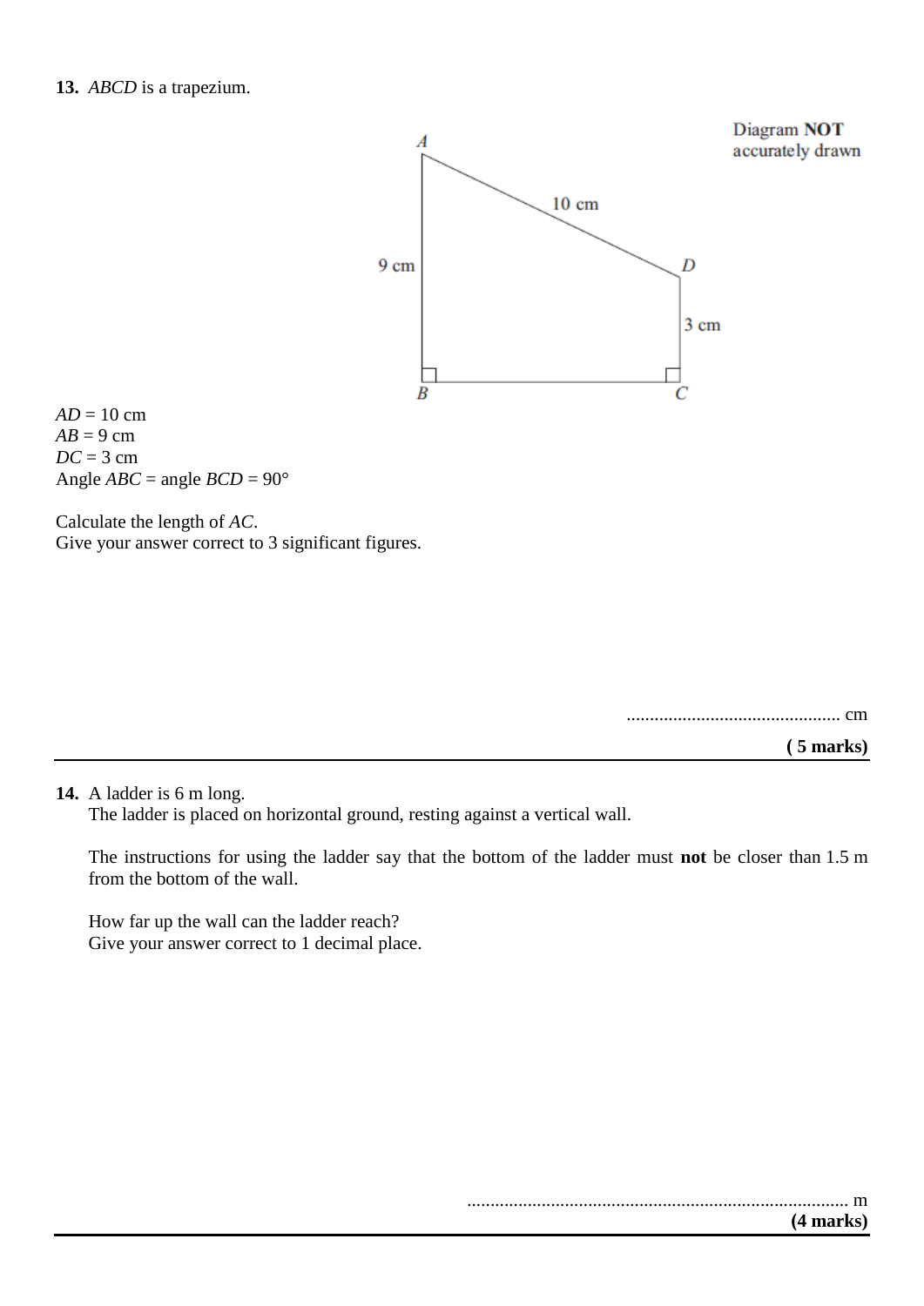**13.** *ABCD* is a trapezium.

Diagram **NOT** accurately drawn

A
10 cm
9 cm
D
3 cm
B
C

$AD = 10$ cm
$AB = 9$ cm
$DC = 3$ cm
Angle $ABC$ = angle $BCD$ = 90°

Calculate the length of $AC$.
Give your answer correct to 3 significant figures.

.............................................. cm

**( 5 marks)**

---

**14.** A ladder is 6 m long.
The ladder is placed on horizontal ground, resting against a vertical wall.

The instructions for using the ladder say that the bottom of the ladder must **not** be closer than 1.5 m from the bottom of the wall.

How far up the wall can the ladder reach?
Give your answer correct to 1 decimal place.

.................................................................................. m

**(4 marks)**